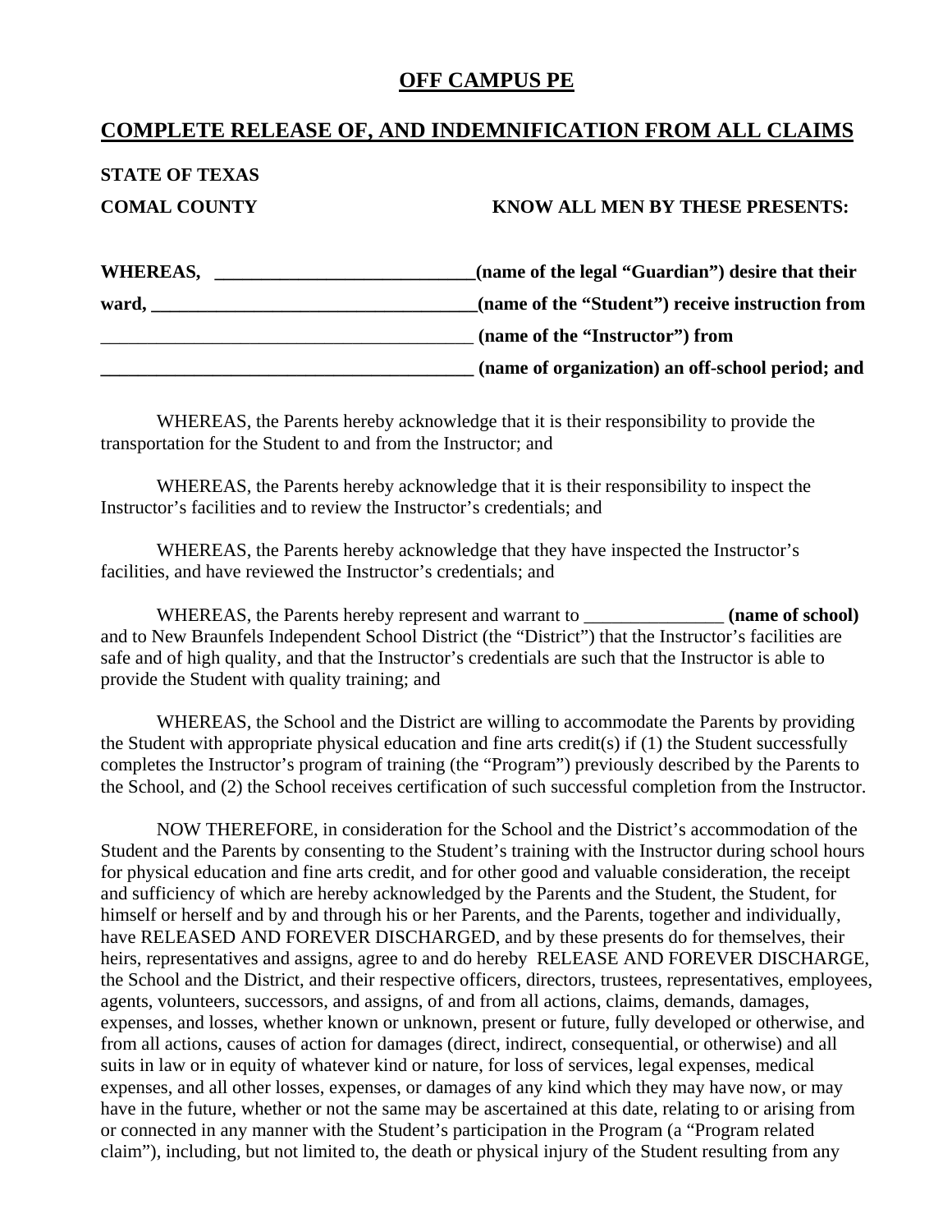# OFF CAMPUS PE

## COMPLETE RELEASE OF, AND INDEMNIFICATION FROM ALL CLAIMS

**STATE OF TEXAS**

**COMAL COUNTY** **KNOW ALL MEN BY THESE PRESENTS:**

**WHEREAS, ____________________________(name of the legal "Guardian") desire that their ward, ___________________________________(name of the "Student") receive instruction from ________________________________________ (name of the "Instructor") from ________________________________________ (name of organization) an off-school period; and**

WHEREAS, the Parents hereby acknowledge that it is their responsibility to provide the transportation for the Student to and from the Instructor; and

WHEREAS, the Parents hereby acknowledge that it is their responsibility to inspect the Instructor's facilities and to review the Instructor's credentials; and

WHEREAS, the Parents hereby acknowledge that they have inspected the Instructor's facilities, and have reviewed the Instructor's credentials; and

WHEREAS, the Parents hereby represent and warrant to _______________ **(name of school)** and to New Braunfels Independent School District (the "District") that the Instructor's facilities are safe and of high quality, and that the Instructor's credentials are such that the Instructor is able to provide the Student with quality training; and

WHEREAS, the School and the District are willing to accommodate the Parents by providing the Student with appropriate physical education and fine arts credit(s) if (1) the Student successfully completes the Instructor's program of training (the "Program") previously described by the Parents to the School, and (2) the School receives certification of such successful completion from the Instructor.

NOW THEREFORE, in consideration for the School and the District's accommodation of the Student and the Parents by consenting to the Student's training with the Instructor during school hours for physical education and fine arts credit, and for other good and valuable consideration, the receipt and sufficiency of which are hereby acknowledged by the Parents and the Student, the Student, for himself or herself and by and through his or her Parents, and the Parents, together and individually, have RELEASED AND FOREVER DISCHARGED, and by these presents do for themselves, their heirs, representatives and assigns, agree to and do hereby RELEASE AND FOREVER DISCHARGE, the School and the District, and their respective officers, directors, trustees, representatives, employees, agents, volunteers, successors, and assigns, of and from all actions, claims, demands, damages, expenses, and losses, whether known or unknown, present or future, fully developed or otherwise, and from all actions, causes of action for damages (direct, indirect, consequential, or otherwise) and all suits in law or in equity of whatever kind or nature, for loss of services, legal expenses, medical expenses, and all other losses, expenses, or damages of any kind which they may have now, or may have in the future, whether or not the same may be ascertained at this date, relating to or arising from or connected in any manner with the Student's participation in the Program (a "Program related claim"), including, but not limited to, the death or physical injury of the Student resulting from any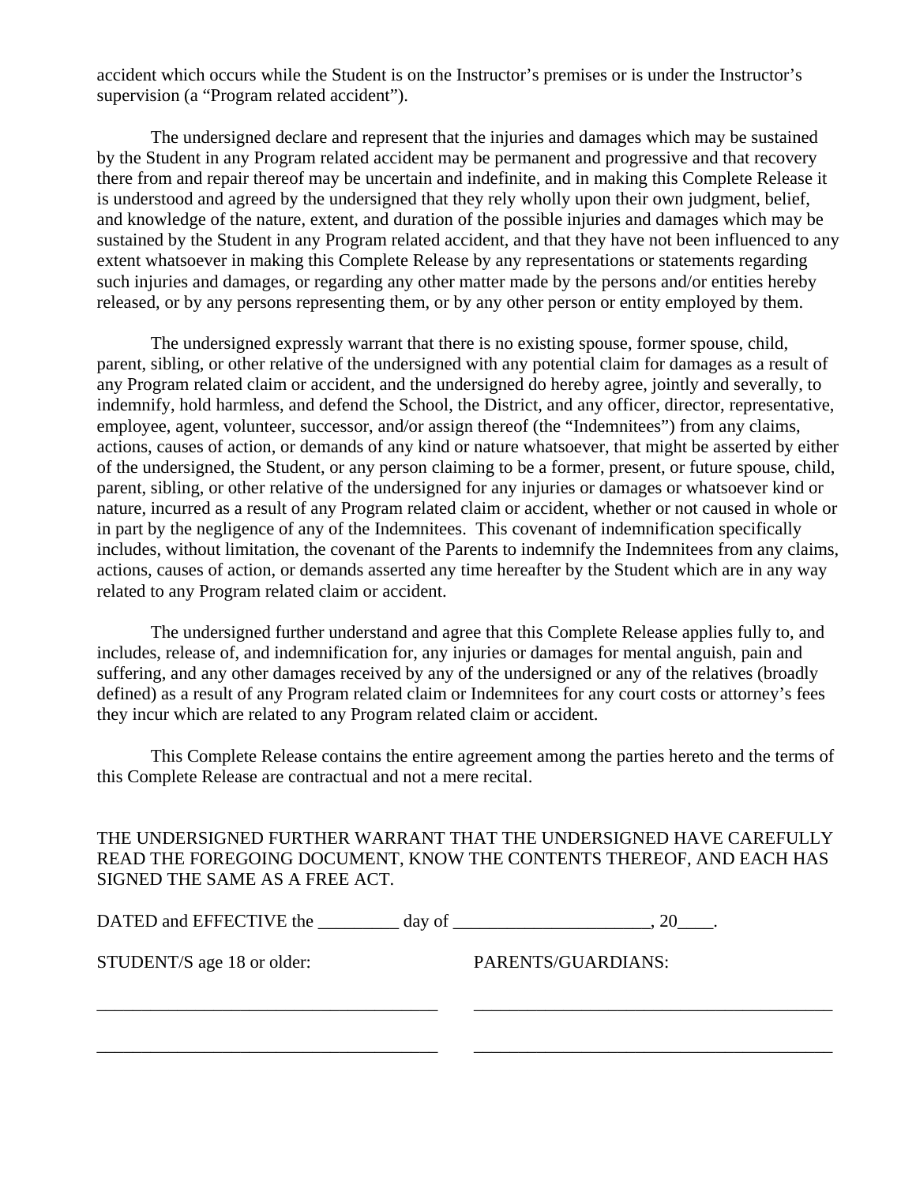accident which occurs while the Student is on the Instructor's premises or is under the Instructor's supervision (a "Program related accident").

The undersigned declare and represent that the injuries and damages which may be sustained by the Student in any Program related accident may be permanent and progressive and that recovery there from and repair thereof may be uncertain and indefinite, and in making this Complete Release it is understood and agreed by the undersigned that they rely wholly upon their own judgment, belief, and knowledge of the nature, extent, and duration of the possible injuries and damages which may be sustained by the Student in any Program related accident, and that they have not been influenced to any extent whatsoever in making this Complete Release by any representations or statements regarding such injuries and damages, or regarding any other matter made by the persons and/or entities hereby released, or by any persons representing them, or by any other person or entity employed by them.

The undersigned expressly warrant that there is no existing spouse, former spouse, child, parent, sibling, or other relative of the undersigned with any potential claim for damages as a result of any Program related claim or accident, and the undersigned do hereby agree, jointly and severally, to indemnify, hold harmless, and defend the School, the District, and any officer, director, representative, employee, agent, volunteer, successor, and/or assign thereof (the "Indemnitees") from any claims, actions, causes of action, or demands of any kind or nature whatsoever, that might be asserted by either of the undersigned, the Student, or any person claiming to be a former, present, or future spouse, child, parent, sibling, or other relative of the undersigned for any injuries or damages or whatsoever kind or nature, incurred as a result of any Program related claim or accident, whether or not caused in whole or in part by the negligence of any of the Indemnitees. This covenant of indemnification specifically includes, without limitation, the covenant of the Parents to indemnify the Indemnitees from any claims, actions, causes of action, or demands asserted any time hereafter by the Student which are in any way related to any Program related claim or accident.

The undersigned further understand and agree that this Complete Release applies fully to, and includes, release of, and indemnification for, any injuries or damages for mental anguish, pain and suffering, and any other damages received by any of the undersigned or any of the relatives (broadly defined) as a result of any Program related claim or Indemnitees for any court costs or attorney's fees they incur which are related to any Program related claim or accident.

This Complete Release contains the entire agreement among the parties hereto and the terms of this Complete Release are contractual and not a mere recital.

THE UNDERSIGNED FURTHER WARRANT THAT THE UNDERSIGNED HAVE CAREFULLY READ THE FOREGOING DOCUMENT, KNOW THE CONTENTS THEREOF, AND EACH HAS SIGNED THE SAME AS A FREE ACT.

DATED and EFFECTIVE the _________ day of ______________________, 20____.

STUDENT/S age 18 or older: PARENTS/GUARDIANS:

_______________________________________ __________________________________________

_______________________________________ __________________________________________